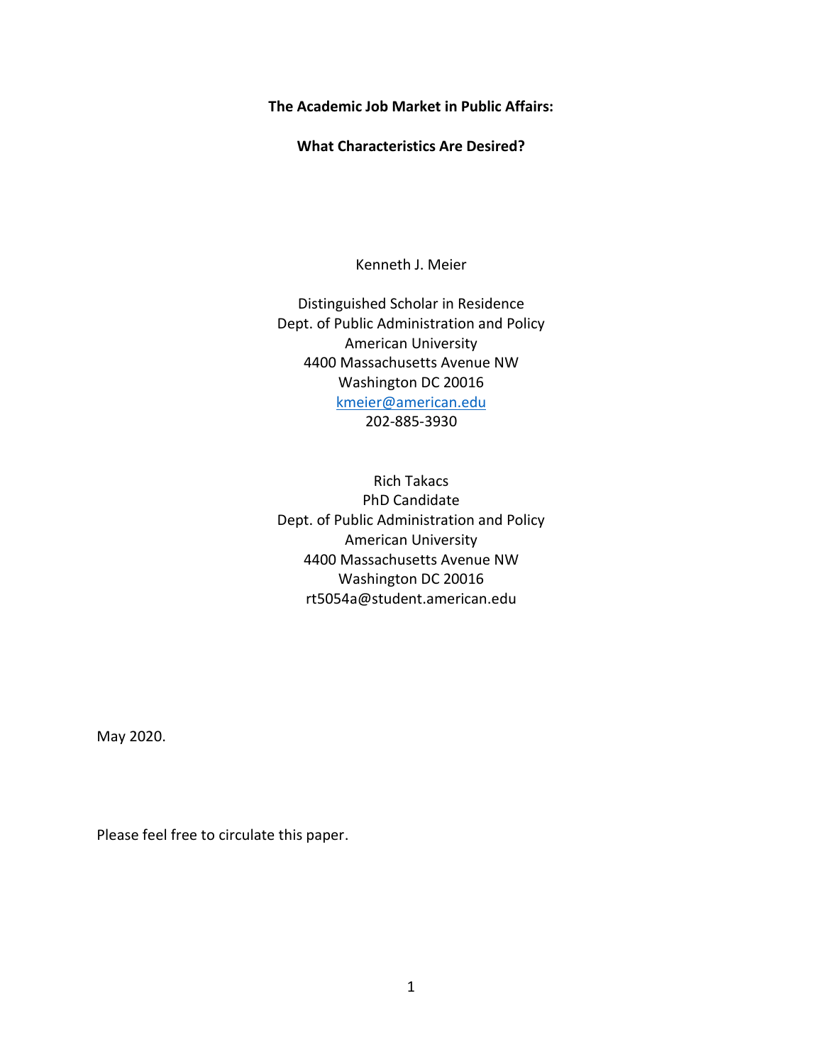# The Academic Job Market in Public Affairs:

## What Characteristics Are Desired?

Kenneth J. Meier

Distinguished Scholar in Residence
Dept. of Public Administration and Policy
American University
4400 Massachusetts Avenue NW
Washington DC 20016
kmeier@american.edu
202-885-3930

Rich Takacs
PhD Candidate
Dept. of Public Administration and Policy
American University
4400 Massachusetts Avenue NW
Washington DC 20016
rt5054a@student.american.edu

May 2020.

Please feel free to circulate this paper.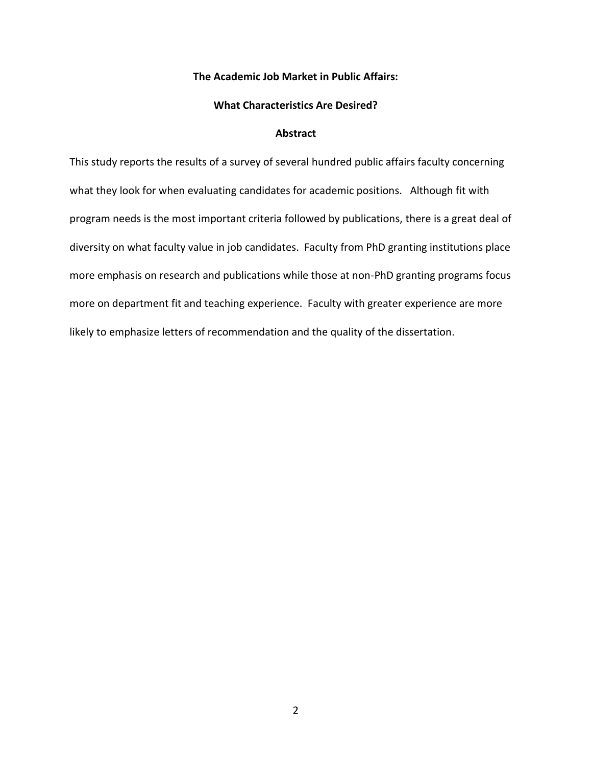# The Academic Job Market in Public Affairs:

# What Characteristics Are Desired?

## Abstract

This study reports the results of a survey of several hundred public affairs faculty concerning what they look for when evaluating candidates for academic positions. Although fit with program needs is the most important criteria followed by publications, there is a great deal of diversity on what faculty value in job candidates. Faculty from PhD granting institutions place more emphasis on research and publications while those at non-PhD granting programs focus more on department fit and teaching experience. Faculty with greater experience are more likely to emphasize letters of recommendation and the quality of the dissertation.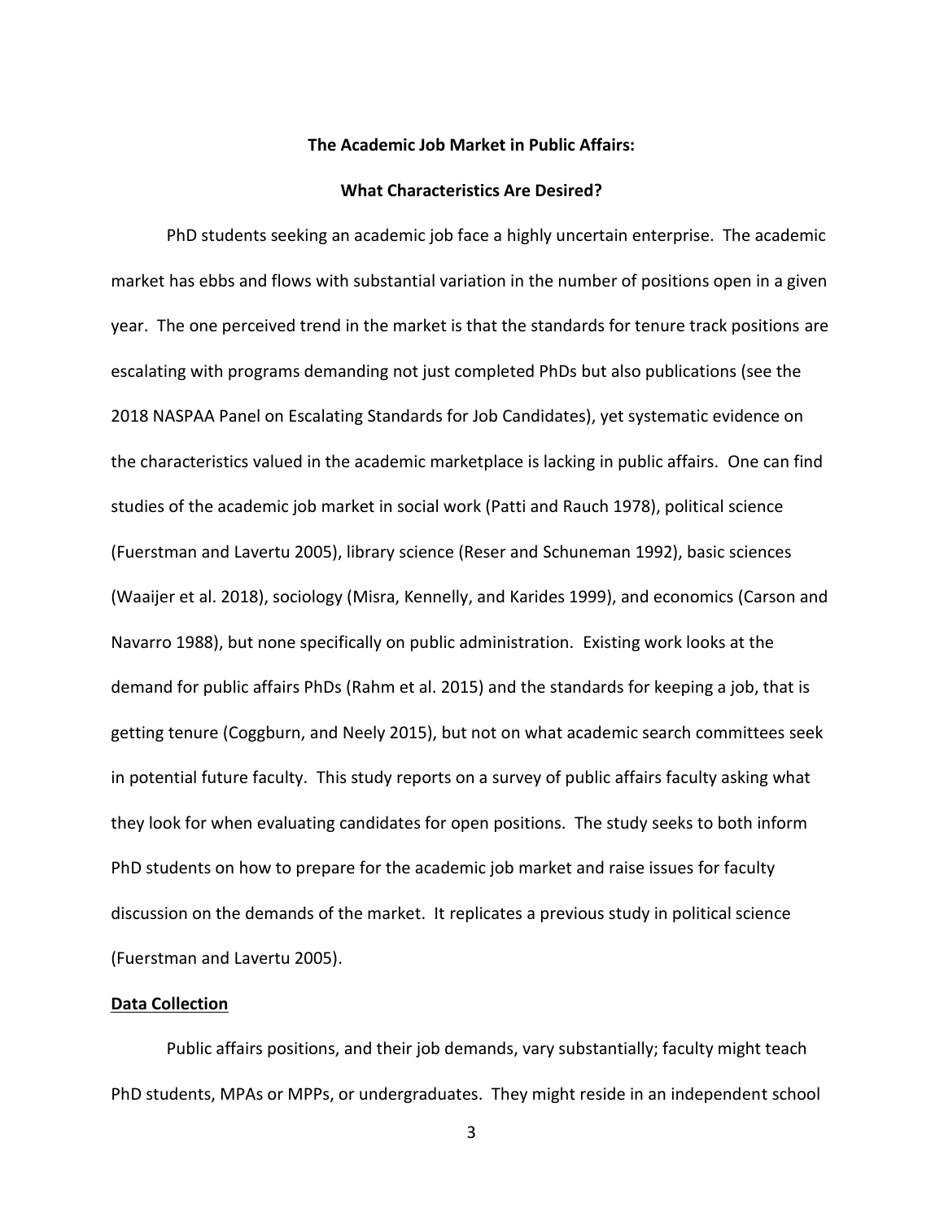# The Academic Job Market in Public Affairs:

## What Characteristics Are Desired?

PhD students seeking an academic job face a highly uncertain enterprise. The academic market has ebbs and flows with substantial variation in the number of positions open in a given year. The one perceived trend in the market is that the standards for tenure track positions are escalating with programs demanding not just completed PhDs but also publications (see the 2018 NASPAA Panel on Escalating Standards for Job Candidates), yet systematic evidence on the characteristics valued in the academic marketplace is lacking in public affairs. One can find studies of the academic job market in social work (Patti and Rauch 1978), political science (Fuerstman and Lavertu 2005), library science (Reser and Schuneman 1992), basic sciences (Waaijer et al. 2018), sociology (Misra, Kennelly, and Karides 1999), and economics (Carson and Navarro 1988), but none specifically on public administration. Existing work looks at the demand for public affairs PhDs (Rahm et al. 2015) and the standards for keeping a job, that is getting tenure (Coggburn, and Neely 2015), but not on what academic search committees seek in potential future faculty. This study reports on a survey of public affairs faculty asking what they look for when evaluating candidates for open positions. The study seeks to both inform PhD students on how to prepare for the academic job market and raise issues for faculty discussion on the demands of the market. It replicates a previous study in political science (Fuerstman and Lavertu 2005).

**Data Collection**

Public affairs positions, and their job demands, vary substantially; faculty might teach PhD students, MPAs or MPPs, or undergraduates. They might reside in an independent school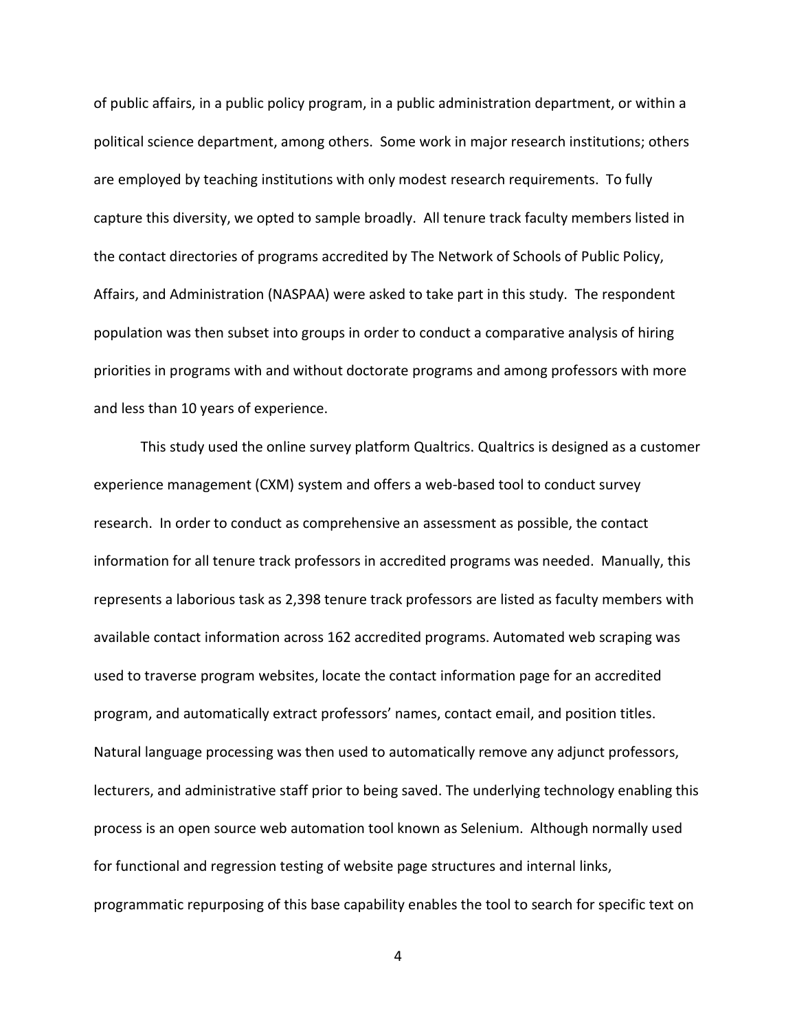of public affairs, in a public policy program, in a public administration department, or within a political science department, among others. Some work in major research institutions; others are employed by teaching institutions with only modest research requirements. To fully capture this diversity, we opted to sample broadly. All tenure track faculty members listed in the contact directories of programs accredited by The Network of Schools of Public Policy, Affairs, and Administration (NASPAA) were asked to take part in this study. The respondent population was then subset into groups in order to conduct a comparative analysis of hiring priorities in programs with and without doctorate programs and among professors with more and less than 10 years of experience.

This study used the online survey platform Qualtrics. Qualtrics is designed as a customer experience management (CXM) system and offers a web-based tool to conduct survey research. In order to conduct as comprehensive an assessment as possible, the contact information for all tenure track professors in accredited programs was needed. Manually, this represents a laborious task as 2,398 tenure track professors are listed as faculty members with available contact information across 162 accredited programs. Automated web scraping was used to traverse program websites, locate the contact information page for an accredited program, and automatically extract professors' names, contact email, and position titles. Natural language processing was then used to automatically remove any adjunct professors, lecturers, and administrative staff prior to being saved. The underlying technology enabling this process is an open source web automation tool known as Selenium. Although normally used for functional and regression testing of website page structures and internal links, programmatic repurposing of this base capability enables the tool to search for specific text on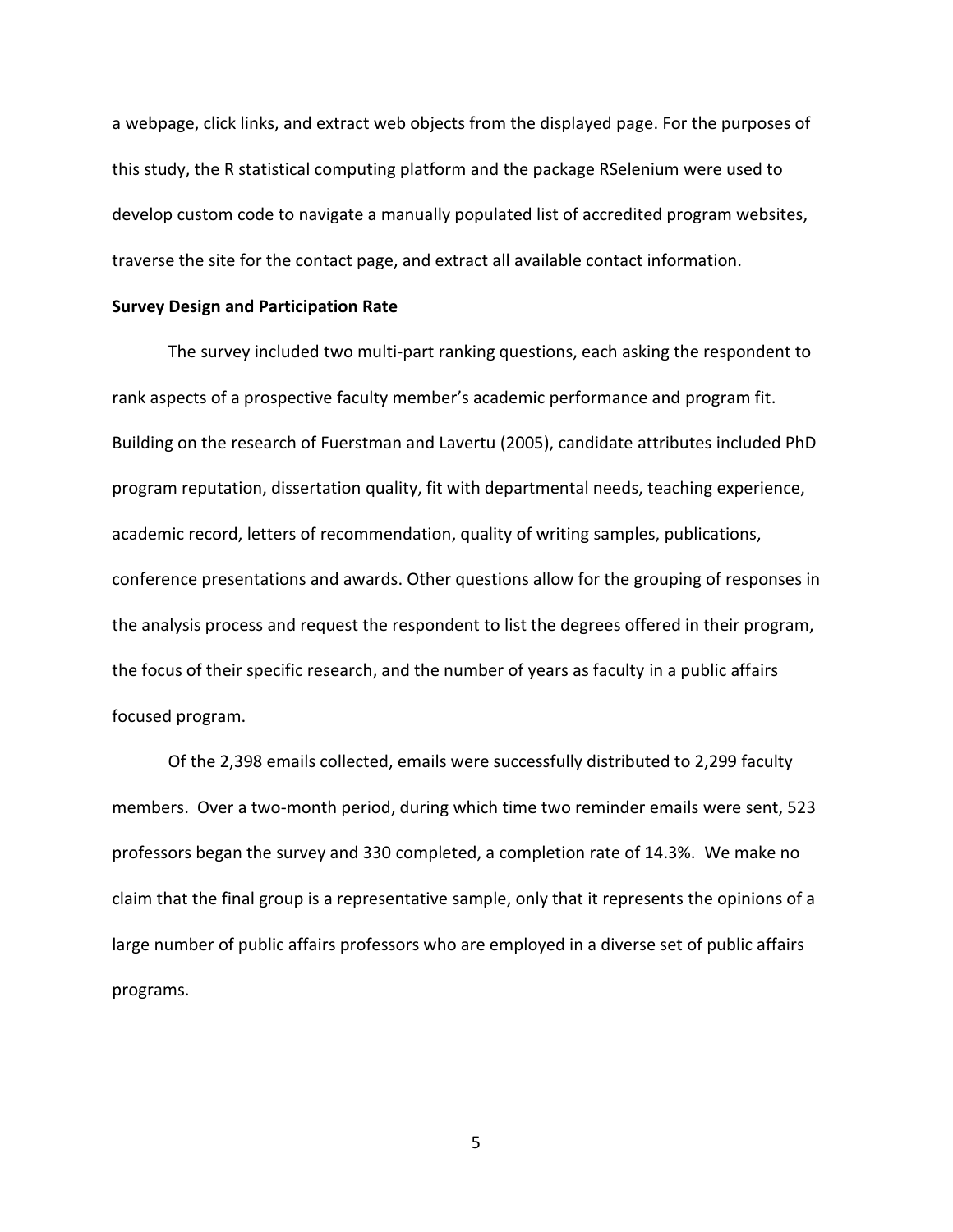a webpage, click links, and extract web objects from the displayed page. For the purposes of this study, the R statistical computing platform and the package RSelenium were used to develop custom code to navigate a manually populated list of accredited program websites, traverse the site for the contact page, and extract all available contact information.

**Survey Design and Participation Rate**

The survey included two multi-part ranking questions, each asking the respondent to rank aspects of a prospective faculty member's academic performance and program fit. Building on the research of Fuerstman and Lavertu (2005), candidate attributes included PhD program reputation, dissertation quality, fit with departmental needs, teaching experience, academic record, letters of recommendation, quality of writing samples, publications, conference presentations and awards. Other questions allow for the grouping of responses in the analysis process and request the respondent to list the degrees offered in their program, the focus of their specific research, and the number of years as faculty in a public affairs focused program.

Of the 2,398 emails collected, emails were successfully distributed to 2,299 faculty members. Over a two-month period, during which time two reminder emails were sent, 523 professors began the survey and 330 completed, a completion rate of 14.3%. We make no claim that the final group is a representative sample, only that it represents the opinions of a large number of public affairs professors who are employed in a diverse set of public affairs programs.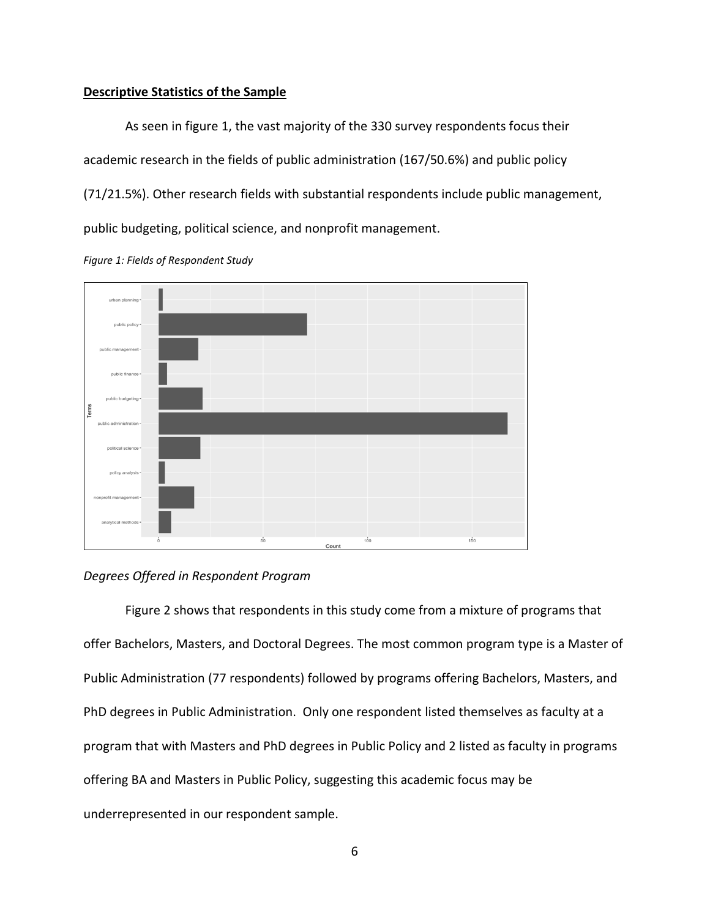**Descriptive Statistics of the Sample**

As seen in figure 1, the vast majority of the 330 survey respondents focus their academic research in the fields of public administration (167/50.6%) and public policy (71/21.5%). Other research fields with substantial respondents include public management, public budgeting, political science, and nonprofit management.

*Figure 1: Fields of Respondent Study*

*Degrees Offered in Respondent Program*

Figure 2 shows that respondents in this study come from a mixture of programs that offer Bachelors, Masters, and Doctoral Degrees. The most common program type is a Master of Public Administration (77 respondents) followed by programs offering Bachelors, Masters, and PhD degrees in Public Administration. Only one respondent listed themselves as faculty at a program that with Masters and PhD degrees in Public Policy and 2 listed as faculty in programs offering BA and Masters in Public Policy, suggesting this academic focus may be underrepresented in our respondent sample.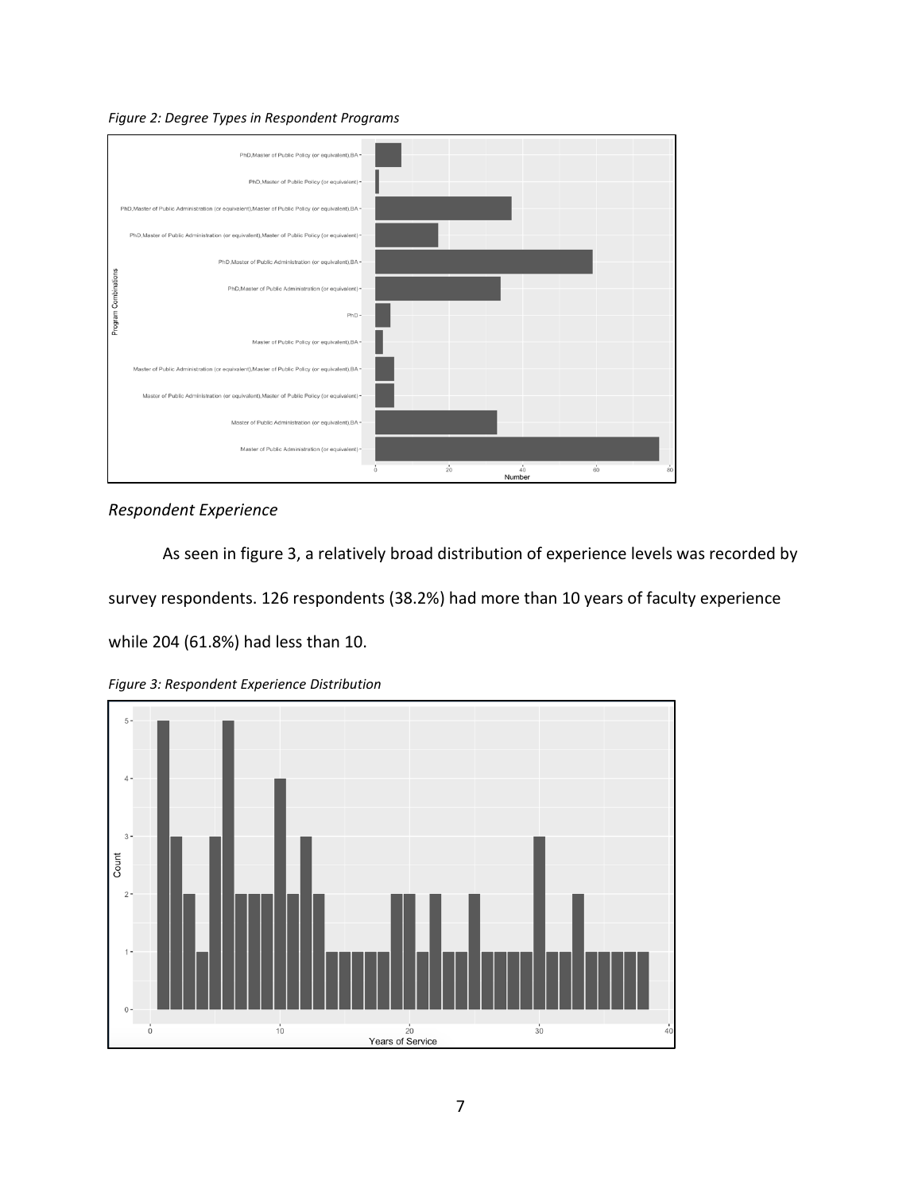*Figure 2: Degree Types in Respondent Programs*

## *Respondent Experience*

As seen in figure 3, a relatively broad distribution of experience levels was recorded by survey respondents. 126 respondents (38.2%) had more than 10 years of faculty experience while 204 (61.8%) had less than 10.

*Figure 3: Respondent Experience Distribution*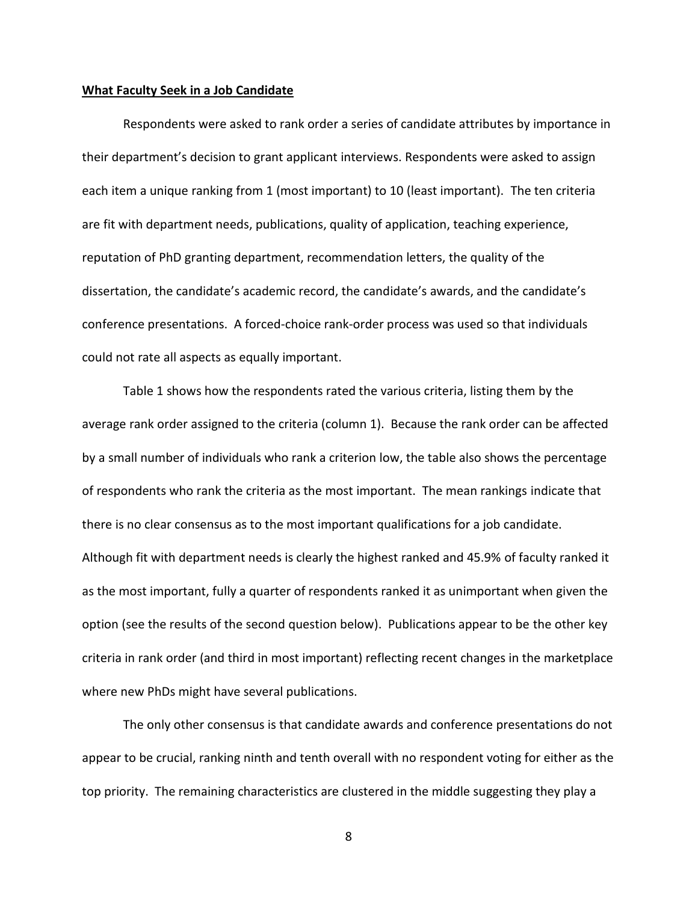**What Faculty Seek in a Job Candidate**

Respondents were asked to rank order a series of candidate attributes by importance in their department's decision to grant applicant interviews. Respondents were asked to assign each item a unique ranking from 1 (most important) to 10 (least important). The ten criteria are fit with department needs, publications, quality of application, teaching experience, reputation of PhD granting department, recommendation letters, the quality of the dissertation, the candidate's academic record, the candidate's awards, and the candidate's conference presentations. A forced-choice rank-order process was used so that individuals could not rate all aspects as equally important.

Table 1 shows how the respondents rated the various criteria, listing them by the average rank order assigned to the criteria (column 1). Because the rank order can be affected by a small number of individuals who rank a criterion low, the table also shows the percentage of respondents who rank the criteria as the most important. The mean rankings indicate that there is no clear consensus as to the most important qualifications for a job candidate. Although fit with department needs is clearly the highest ranked and 45.9% of faculty ranked it as the most important, fully a quarter of respondents ranked it as unimportant when given the option (see the results of the second question below). Publications appear to be the other key criteria in rank order (and third in most important) reflecting recent changes in the marketplace where new PhDs might have several publications.

The only other consensus is that candidate awards and conference presentations do not appear to be crucial, ranking ninth and tenth overall with no respondent voting for either as the top priority. The remaining characteristics are clustered in the middle suggesting they play a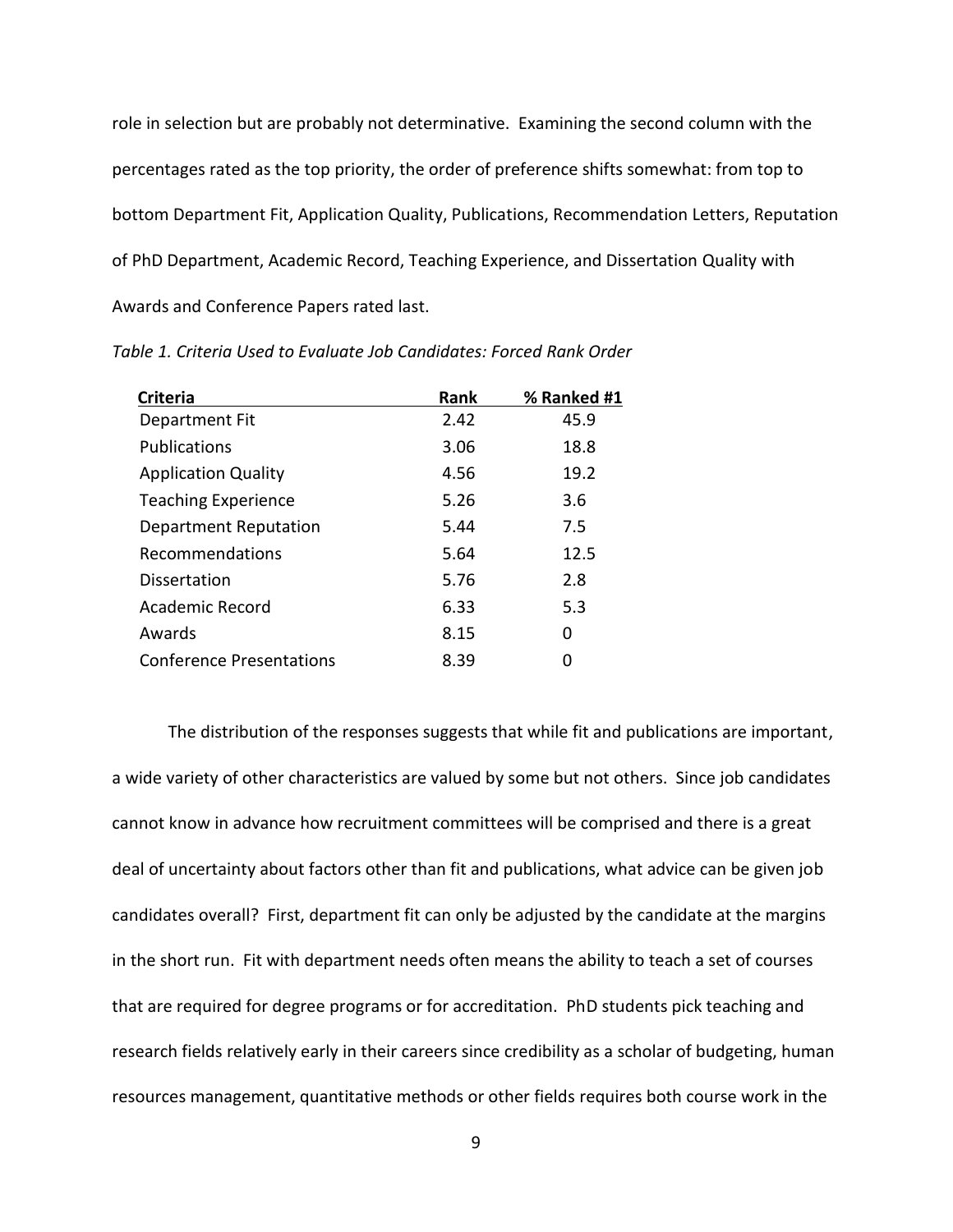role in selection but are probably not determinative. Examining the second column with the percentages rated as the top priority, the order of preference shifts somewhat: from top to bottom Department Fit, Application Quality, Publications, Recommendation Letters, Reputation of PhD Department, Academic Record, Teaching Experience, and Dissertation Quality with Awards and Conference Papers rated last.

*Table 1. Criteria Used to Evaluate Job Candidates: Forced Rank Order*

| Criteria | Rank | % Ranked #1 |
|---|---|---|
| Department Fit | 2.42 | 45.9 |
| Publications | 3.06 | 18.8 |
| Application Quality | 4.56 | 19.2 |
| Teaching Experience | 5.26 | 3.6 |
| Department Reputation | 5.44 | 7.5 |
| Recommendations | 5.64 | 12.5 |
| Dissertation | 5.76 | 2.8 |
| Academic Record | 6.33 | 5.3 |
| Awards | 8.15 | 0 |
| Conference Presentations | 8.39 | 0 |

The distribution of the responses suggests that while fit and publications are important, a wide variety of other characteristics are valued by some but not others. Since job candidates cannot know in advance how recruitment committees will be comprised and there is a great deal of uncertainty about factors other than fit and publications, what advice can be given job candidates overall? First, department fit can only be adjusted by the candidate at the margins in the short run. Fit with department needs often means the ability to teach a set of courses that are required for degree programs or for accreditation. PhD students pick teaching and research fields relatively early in their careers since credibility as a scholar of budgeting, human resources management, quantitative methods or other fields requires both course work in the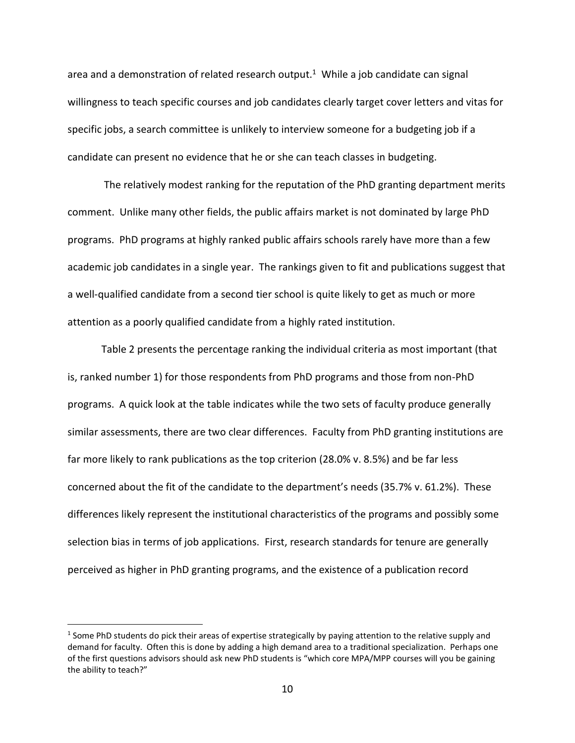area and a demonstration of related research output.[1] While a job candidate can signal willingness to teach specific courses and job candidates clearly target cover letters and vitas for specific jobs, a search committee is unlikely to interview someone for a budgeting job if a candidate can present no evidence that he or she can teach classes in budgeting.

The relatively modest ranking for the reputation of the PhD granting department merits comment. Unlike many other fields, the public affairs market is not dominated by large PhD programs. PhD programs at highly ranked public affairs schools rarely have more than a few academic job candidates in a single year. The rankings given to fit and publications suggest that a well-qualified candidate from a second tier school is quite likely to get as much or more attention as a poorly qualified candidate from a highly rated institution.

Table 2 presents the percentage ranking the individual criteria as most important (that is, ranked number 1) for those respondents from PhD programs and those from non-PhD programs. A quick look at the table indicates while the two sets of faculty produce generally similar assessments, there are two clear differences. Faculty from PhD granting institutions are far more likely to rank publications as the top criterion (28.0% v. 8.5%) and be far less concerned about the fit of the candidate to the department's needs (35.7% v. 61.2%). These differences likely represent the institutional characteristics of the programs and possibly some selection bias in terms of job applications. First, research standards for tenure are generally perceived as higher in PhD granting programs, and the existence of a publication record

---

[1] Some PhD students do pick their areas of expertise strategically by paying attention to the relative supply and demand for faculty. Often this is done by adding a high demand area to a traditional specialization. Perhaps one of the first questions advisors should ask new PhD students is "which core MPA/MPP courses will you be gaining the ability to teach?"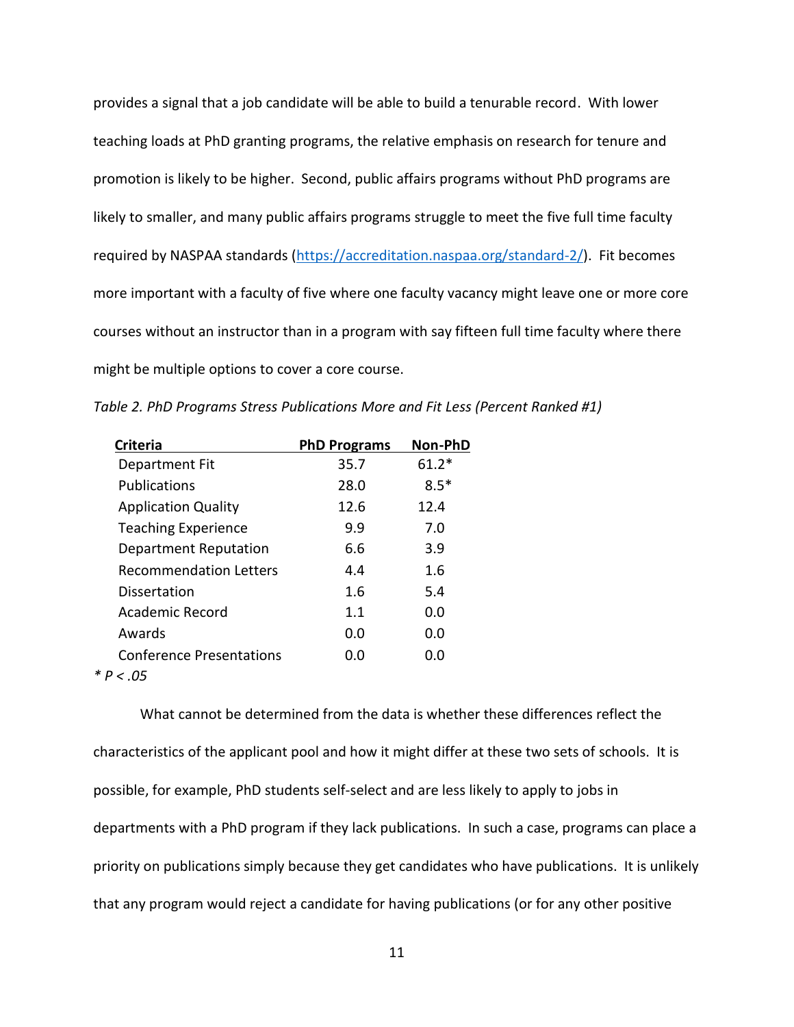provides a signal that a job candidate will be able to build a tenurable record. With lower teaching loads at PhD granting programs, the relative emphasis on research for tenure and promotion is likely to be higher. Second, public affairs programs without PhD programs are likely to smaller, and many public affairs programs struggle to meet the five full time faculty required by NASPAA standards (https://accreditation.naspaa.org/standard-2/). Fit becomes more important with a faculty of five where one faculty vacancy might leave one or more core courses without an instructor than in a program with say fifteen full time faculty where there might be multiple options to cover a core course.

*Table 2. PhD Programs Stress Publications More and Fit Less (Percent Ranked #1)*

| Criteria | PhD Programs | Non-PhD |
|---|---|---|
| Department Fit | 35.7 | 61.2* |
| Publications | 28.0 | 8.5* |
| Application Quality | 12.6 | 12.4 |
| Teaching Experience | 9.9 | 7.0 |
| Department Reputation | 6.6 | 3.9 |
| Recommendation Letters | 4.4 | 1.6 |
| Dissertation | 1.6 | 5.4 |
| Academic Record | 1.1 | 0.0 |
| Awards | 0.0 | 0.0 |
| Conference Presentations | 0.0 | 0.0 |

*\* P < .05*

What cannot be determined from the data is whether these differences reflect the characteristics of the applicant pool and how it might differ at these two sets of schools. It is possible, for example, PhD students self-select and are less likely to apply to jobs in departments with a PhD program if they lack publications. In such a case, programs can place a priority on publications simply because they get candidates who have publications. It is unlikely that any program would reject a candidate for having publications (or for any other positive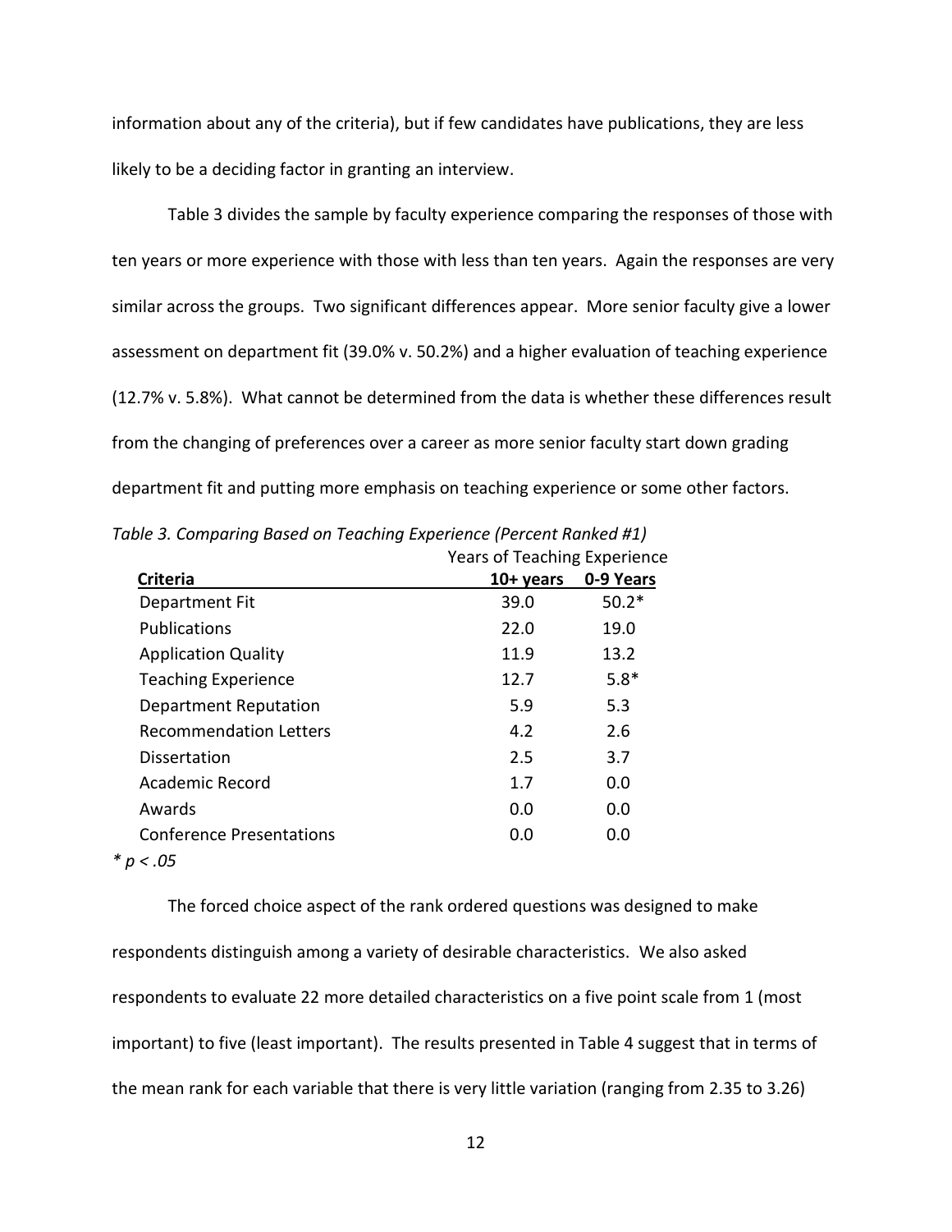information about any of the criteria), but if few candidates have publications, they are less likely to be a deciding factor in granting an interview.

Table 3 divides the sample by faculty experience comparing the responses of those with ten years or more experience with those with less than ten years. Again the responses are very similar across the groups. Two significant differences appear. More senior faculty give a lower assessment on department fit (39.0% v. 50.2%) and a higher evaluation of teaching experience (12.7% v. 5.8%). What cannot be determined from the data is whether these differences result from the changing of preferences over a career as more senior faculty start down grading department fit and putting more emphasis on teaching experience or some other factors.

*Table 3. Comparing Based on Teaching Experience (Percent Ranked #1)*

| | Years of Teaching Experience | |
|---|---|---|
| **Criteria** | **10+ years** | **0-9 Years** |
| Department Fit | 39.0 | 50.2* |
| Publications | 22.0 | 19.0 |
| Application Quality | 11.9 | 13.2 |
| Teaching Experience | 12.7 | 5.8* |
| Department Reputation | 5.9 | 5.3 |
| Recommendation Letters | 4.2 | 2.6 |
| Dissertation | 2.5 | 3.7 |
| Academic Record | 1.7 | 0.0 |
| Awards | 0.0 | 0.0 |
| Conference Presentations | 0.0 | 0.0 |

*\* $p < .05$*

The forced choice aspect of the rank ordered questions was designed to make respondents distinguish among a variety of desirable characteristics. We also asked respondents to evaluate 22 more detailed characteristics on a five point scale from 1 (most important) to five (least important). The results presented in Table 4 suggest that in terms of the mean rank for each variable that there is very little variation (ranging from 2.35 to 3.26)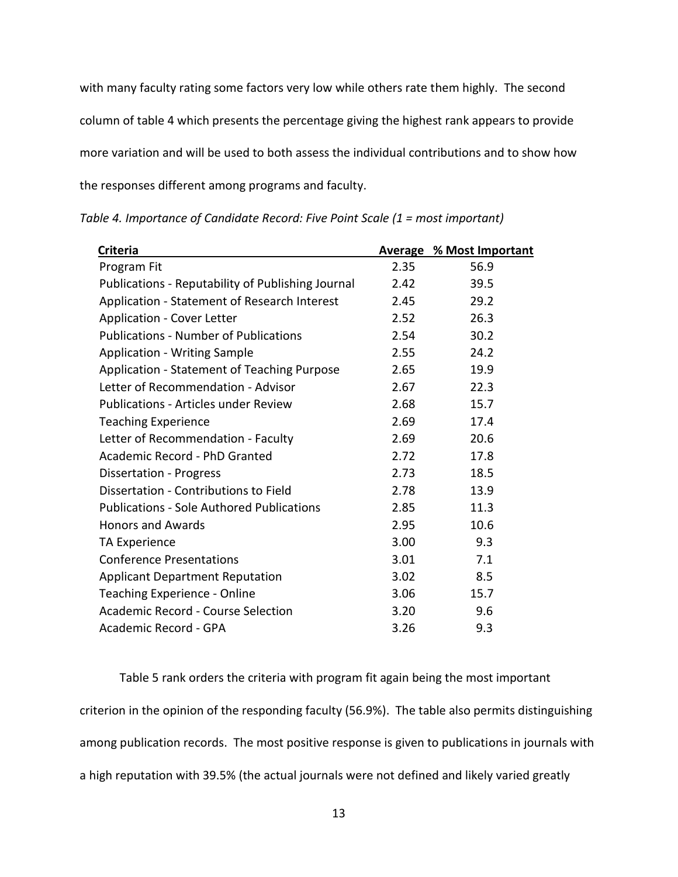with many faculty rating some factors very low while others rate them highly. The second column of table 4 which presents the percentage giving the highest rank appears to provide more variation and will be used to both assess the individual contributions and to show how the responses different among programs and faculty.

*Table 4. Importance of Candidate Record: Five Point Scale (1 = most important)*

| Criteria | Average | % Most Important |
|---|---|---|
| Program Fit | 2.35 | 56.9 |
| Publications - Reputability of Publishing Journal | 2.42 | 39.5 |
| Application - Statement of Research Interest | 2.45 | 29.2 |
| Application - Cover Letter | 2.52 | 26.3 |
| Publications - Number of Publications | 2.54 | 30.2 |
| Application - Writing Sample | 2.55 | 24.2 |
| Application - Statement of Teaching Purpose | 2.65 | 19.9 |
| Letter of Recommendation - Advisor | 2.67 | 22.3 |
| Publications - Articles under Review | 2.68 | 15.7 |
| Teaching Experience | 2.69 | 17.4 |
| Letter of Recommendation - Faculty | 2.69 | 20.6 |
| Academic Record - PhD Granted | 2.72 | 17.8 |
| Dissertation - Progress | 2.73 | 18.5 |
| Dissertation - Contributions to Field | 2.78 | 13.9 |
| Publications - Sole Authored Publications | 2.85 | 11.3 |
| Honors and Awards | 2.95 | 10.6 |
| TA Experience | 3.00 | 9.3 |
| Conference Presentations | 3.01 | 7.1 |
| Applicant Department Reputation | 3.02 | 8.5 |
| Teaching Experience - Online | 3.06 | 15.7 |
| Academic Record - Course Selection | 3.20 | 9.6 |
| Academic Record - GPA | 3.26 | 9.3 |

Table 5 rank orders the criteria with program fit again being the most important criterion in the opinion of the responding faculty (56.9%). The table also permits distinguishing among publication records. The most positive response is given to publications in journals with a high reputation with 39.5% (the actual journals were not defined and likely varied greatly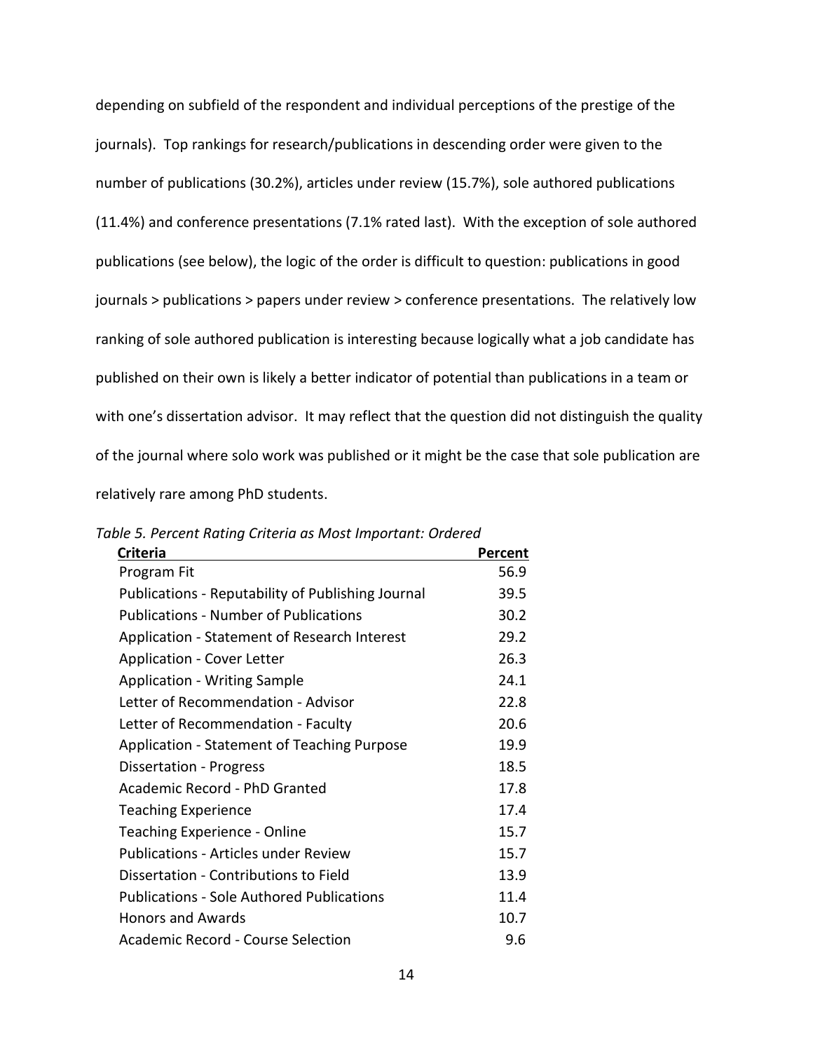depending on subfield of the respondent and individual perceptions of the prestige of the journals). Top rankings for research/publications in descending order were given to the number of publications (30.2%), articles under review (15.7%), sole authored publications (11.4%) and conference presentations (7.1% rated last). With the exception of sole authored publications (see below), the logic of the order is difficult to question: publications in good journals > publications > papers under review > conference presentations. The relatively low ranking of sole authored publication is interesting because logically what a job candidate has published on their own is likely a better indicator of potential than publications in a team or with one's dissertation advisor. It may reflect that the question did not distinguish the quality of the journal where solo work was published or it might be the case that sole publication are relatively rare among PhD students.

*Table 5. Percent Rating Criteria as Most Important: Ordered*

| Criteria | Percent |
|---|---|
| Program Fit | 56.9 |
| Publications - Reputability of Publishing Journal | 39.5 |
| Publications - Number of Publications | 30.2 |
| Application - Statement of Research Interest | 29.2 |
| Application - Cover Letter | 26.3 |
| Application - Writing Sample | 24.1 |
| Letter of Recommendation - Advisor | 22.8 |
| Letter of Recommendation - Faculty | 20.6 |
| Application - Statement of Teaching Purpose | 19.9 |
| Dissertation - Progress | 18.5 |
| Academic Record - PhD Granted | 17.8 |
| Teaching Experience | 17.4 |
| Teaching Experience - Online | 15.7 |
| Publications - Articles under Review | 15.7 |
| Dissertation - Contributions to Field | 13.9 |
| Publications - Sole Authored Publications | 11.4 |
| Honors and Awards | 10.7 |
| Academic Record - Course Selection | 9.6 |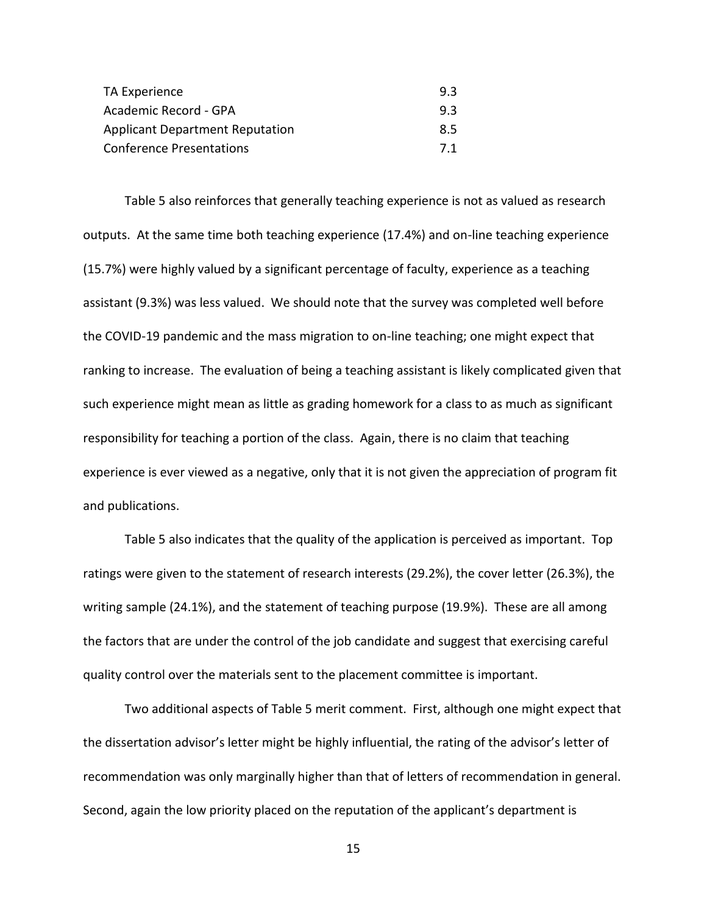| | |
|---|---|
| TA Experience | 9.3 |
| Academic Record - GPA | 9.3 |
| Applicant Department Reputation | 8.5 |
| Conference Presentations | 7.1 |

Table 5 also reinforces that generally teaching experience is not as valued as research outputs. At the same time both teaching experience (17.4%) and on-line teaching experience (15.7%) were highly valued by a significant percentage of faculty, experience as a teaching assistant (9.3%) was less valued. We should note that the survey was completed well before the COVID-19 pandemic and the mass migration to on-line teaching; one might expect that ranking to increase. The evaluation of being a teaching assistant is likely complicated given that such experience might mean as little as grading homework for a class to as much as significant responsibility for teaching a portion of the class. Again, there is no claim that teaching experience is ever viewed as a negative, only that it is not given the appreciation of program fit and publications.

Table 5 also indicates that the quality of the application is perceived as important. Top ratings were given to the statement of research interests (29.2%), the cover letter (26.3%), the writing sample (24.1%), and the statement of teaching purpose (19.9%). These are all among the factors that are under the control of the job candidate and suggest that exercising careful quality control over the materials sent to the placement committee is important.

Two additional aspects of Table 5 merit comment. First, although one might expect that the dissertation advisor's letter might be highly influential, the rating of the advisor's letter of recommendation was only marginally higher than that of letters of recommendation in general. Second, again the low priority placed on the reputation of the applicant's department is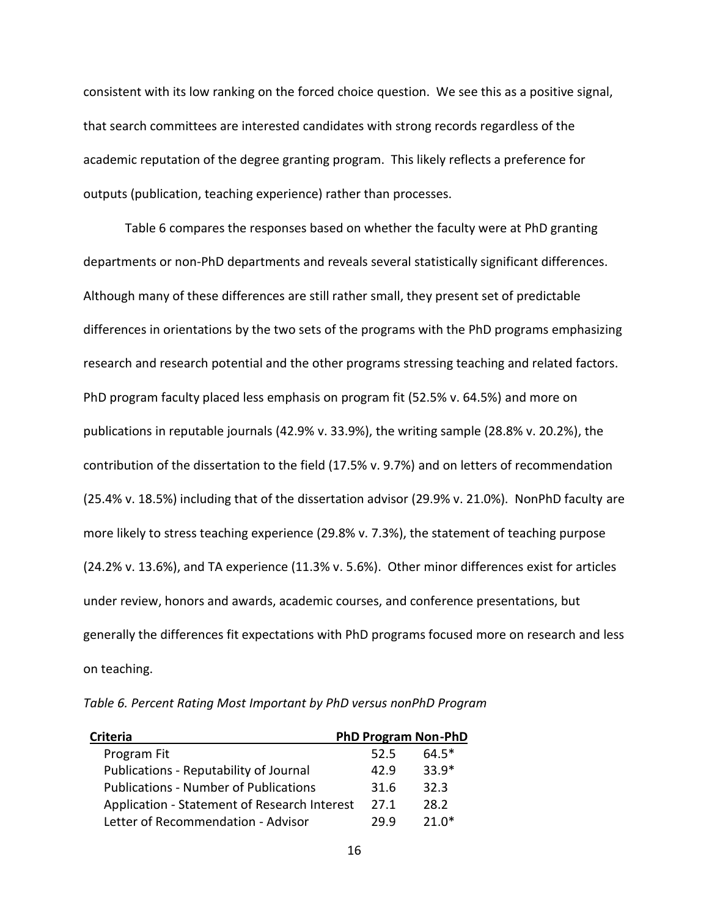consistent with its low ranking on the forced choice question. We see this as a positive signal, that search committees are interested candidates with strong records regardless of the academic reputation of the degree granting program. This likely reflects a preference for outputs (publication, teaching experience) rather than processes.

Table 6 compares the responses based on whether the faculty were at PhD granting departments or non-PhD departments and reveals several statistically significant differences. Although many of these differences are still rather small, they present set of predictable differences in orientations by the two sets of the programs with the PhD programs emphasizing research and research potential and the other programs stressing teaching and related factors. PhD program faculty placed less emphasis on program fit (52.5% v. 64.5%) and more on publications in reputable journals (42.9% v. 33.9%), the writing sample (28.8% v. 20.2%), the contribution of the dissertation to the field (17.5% v. 9.7%) and on letters of recommendation (25.4% v. 18.5%) including that of the dissertation advisor (29.9% v. 21.0%). NonPhD faculty are more likely to stress teaching experience (29.8% v. 7.3%), the statement of teaching purpose (24.2% v. 13.6%), and TA experience (11.3% v. 5.6%). Other minor differences exist for articles under review, honors and awards, academic courses, and conference presentations, but generally the differences fit expectations with PhD programs focused more on research and less on teaching.

*Table 6. Percent Rating Most Important by PhD versus nonPhD Program*

| Criteria | PhD Program | Non-PhD |
|---|---|---|
| Program Fit | 52.5 | 64.5* |
| Publications - Reputability of Journal | 42.9 | 33.9* |
| Publications - Number of Publications | 31.6 | 32.3 |
| Application - Statement of Research Interest | 27.1 | 28.2 |
| Letter of Recommendation - Advisor | 29.9 | 21.0* |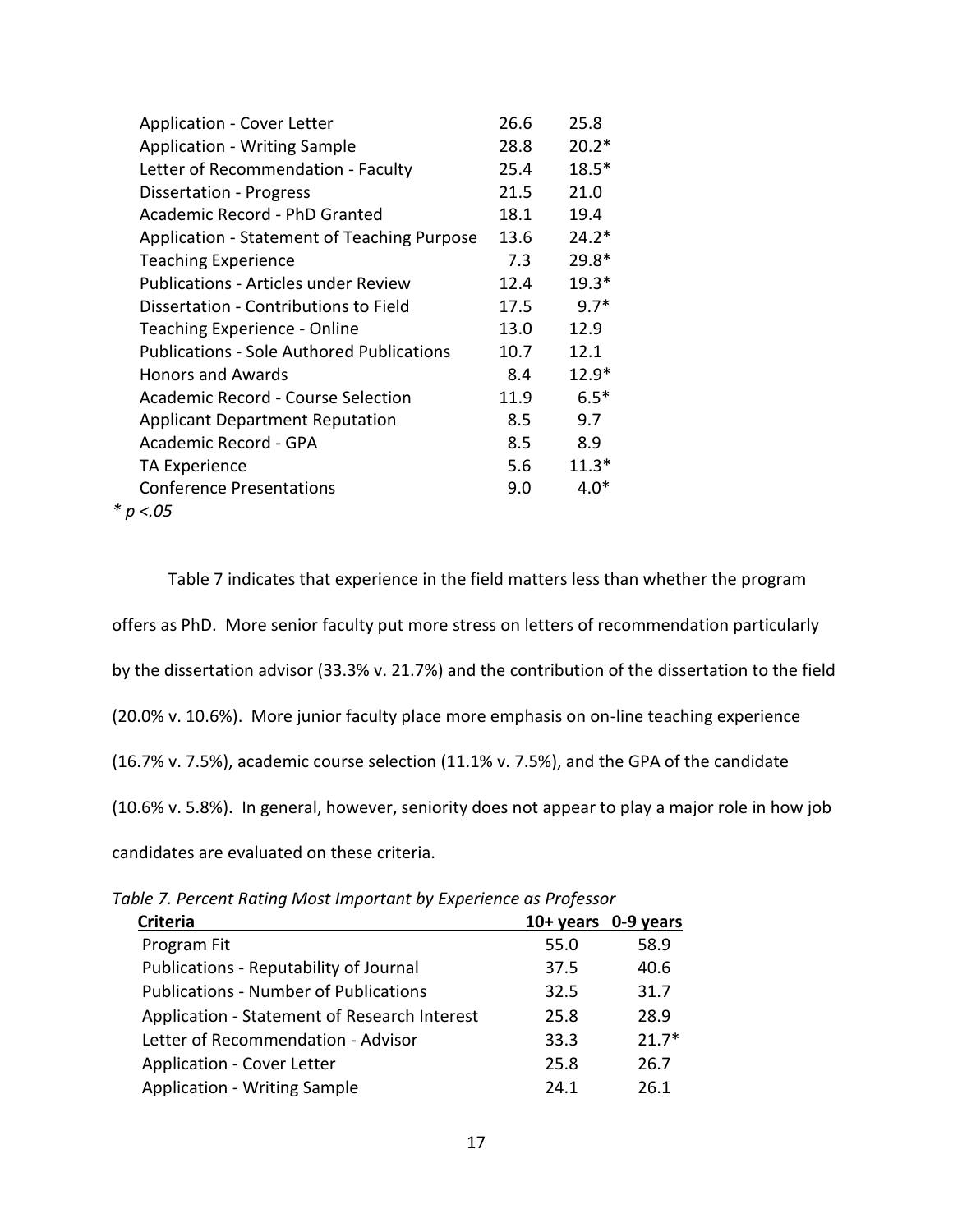| | | |
|---|---|---|
| Application - Cover Letter | 26.6 | 25.8 |
| Application - Writing Sample | 28.8 | 20.2* |
| Letter of Recommendation - Faculty | 25.4 | 18.5* |
| Dissertation - Progress | 21.5 | 21.0 |
| Academic Record - PhD Granted | 18.1 | 19.4 |
| Application - Statement of Teaching Purpose | 13.6 | 24.2* |
| Teaching Experience | 7.3 | 29.8* |
| Publications - Articles under Review | 12.4 | 19.3* |
| Dissertation - Contributions to Field | 17.5 | 9.7* |
| Teaching Experience - Online | 13.0 | 12.9 |
| Publications - Sole Authored Publications | 10.7 | 12.1 |
| Honors and Awards | 8.4 | 12.9* |
| Academic Record - Course Selection | 11.9 | 6.5* |
| Applicant Department Reputation | 8.5 | 9.7 |
| Academic Record - GPA | 8.5 | 8.9 |
| TA Experience | 5.6 | 11.3* |
| Conference Presentations | 9.0 | 4.0* |

*\* p <.05*

Table 7 indicates that experience in the field matters less than whether the program offers as PhD. More senior faculty put more stress on letters of recommendation particularly by the dissertation advisor (33.3% v. 21.7%) and the contribution of the dissertation to the field (20.0% v. 10.6%). More junior faculty place more emphasis on on-line teaching experience (16.7% v. 7.5%), academic course selection (11.1% v. 7.5%), and the GPA of the candidate (10.6% v. 5.8%). In general, however, seniority does not appear to play a major role in how job candidates are evaluated on these criteria.

*Table 7. Percent Rating Most Important by Experience as Professor*

| Criteria | 10+ years | 0-9 years |
|---|---|---|
| Program Fit | 55.0 | 58.9 |
| Publications - Reputability of Journal | 37.5 | 40.6 |
| Publications - Number of Publications | 32.5 | 31.7 |
| Application - Statement of Research Interest | 25.8 | 28.9 |
| Letter of Recommendation - Advisor | 33.3 | 21.7* |
| Application - Cover Letter | 25.8 | 26.7 |
| Application - Writing Sample | 24.1 | 26.1 |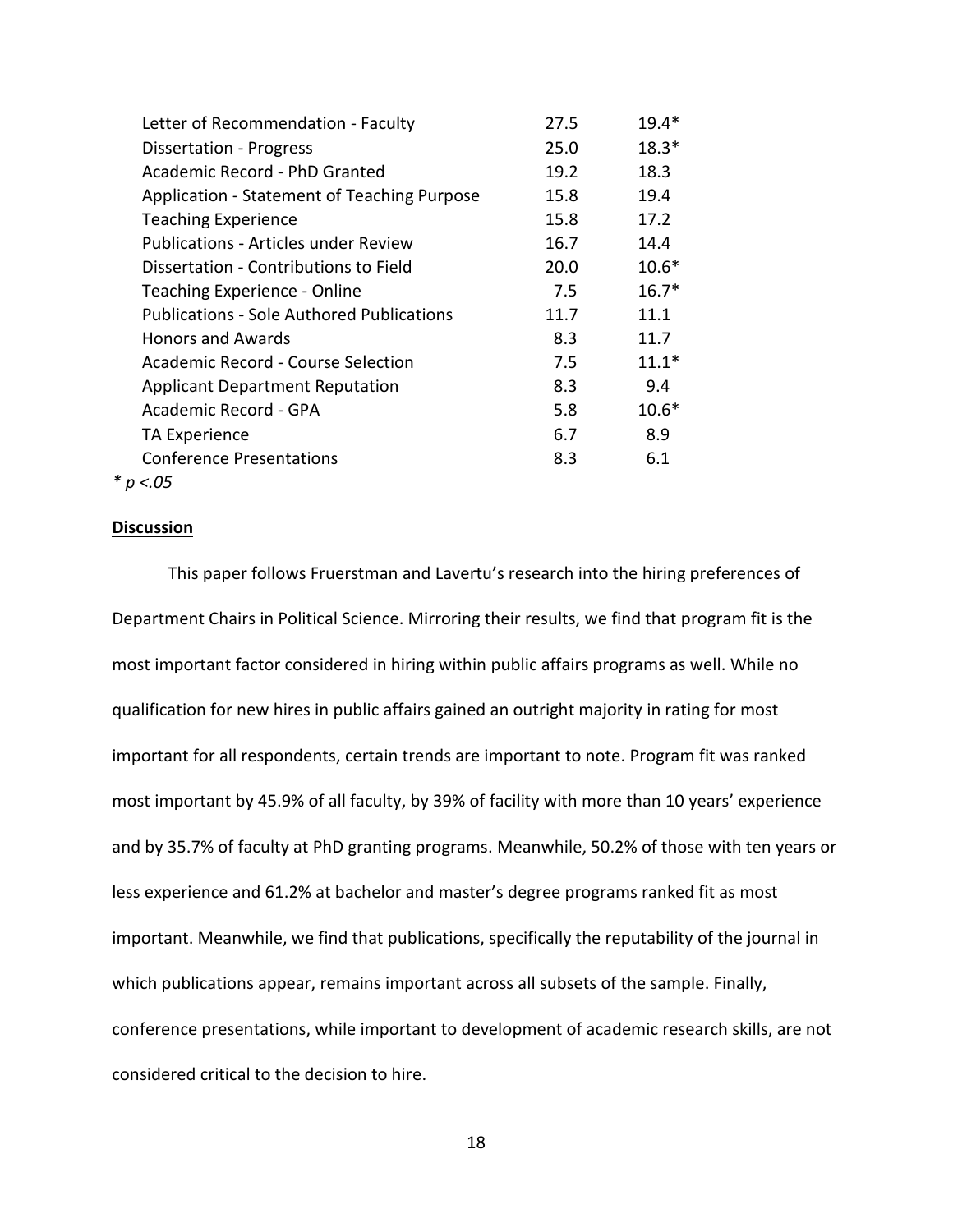| | | |
|---|---|---|
| Letter of Recommendation - Faculty | 27.5 | 19.4* |
| Dissertation - Progress | 25.0 | 18.3* |
| Academic Record - PhD Granted | 19.2 | 18.3 |
| Application - Statement of Teaching Purpose | 15.8 | 19.4 |
| Teaching Experience | 15.8 | 17.2 |
| Publications - Articles under Review | 16.7 | 14.4 |
| Dissertation - Contributions to Field | 20.0 | 10.6* |
| Teaching Experience - Online | 7.5 | 16.7* |
| Publications - Sole Authored Publications | 11.7 | 11.1 |
| Honors and Awards | 8.3 | 11.7 |
| Academic Record - Course Selection | 7.5 | 11.1* |
| Applicant Department Reputation | 8.3 | 9.4 |
| Academic Record - GPA | 5.8 | 10.6* |
| TA Experience | 6.7 | 8.9 |
| Conference Presentations | 8.3 | 6.1 |

\* $p < .05$

## Discussion

This paper follows Fruerstman and Lavertu's research into the hiring preferences of Department Chairs in Political Science. Mirroring their results, we find that program fit is the most important factor considered in hiring within public affairs programs as well. While no qualification for new hires in public affairs gained an outright majority in rating for most important for all respondents, certain trends are important to note. Program fit was ranked most important by 45.9% of all faculty, by 39% of facility with more than 10 years' experience and by 35.7% of faculty at PhD granting programs. Meanwhile, 50.2% of those with ten years or less experience and 61.2% at bachelor and master's degree programs ranked fit as most important. Meanwhile, we find that publications, specifically the reputability of the journal in which publications appear, remains important across all subsets of the sample. Finally, conference presentations, while important to development of academic research skills, are not considered critical to the decision to hire.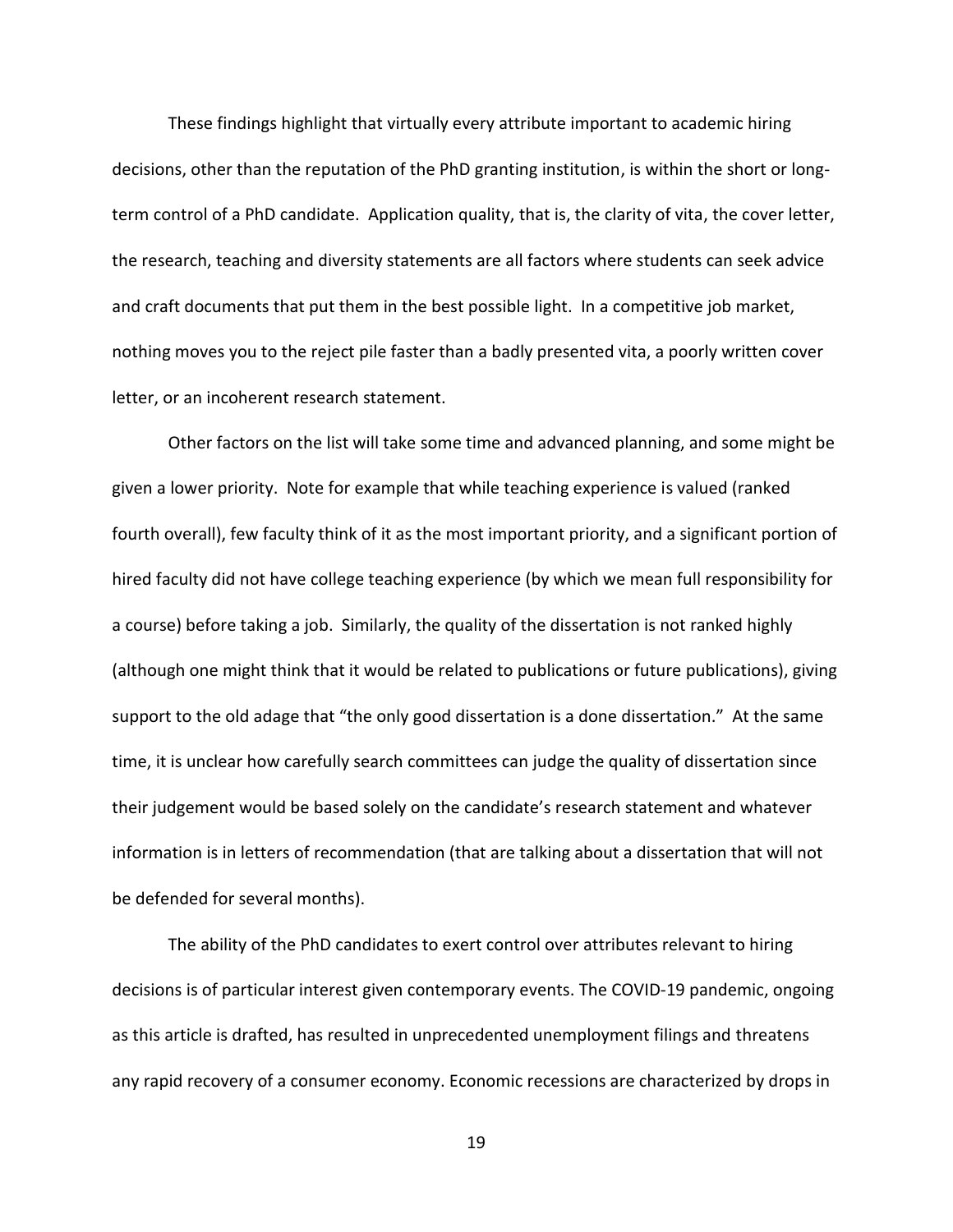These findings highlight that virtually every attribute important to academic hiring decisions, other than the reputation of the PhD granting institution, is within the short or long-term control of a PhD candidate. Application quality, that is, the clarity of vita, the cover letter, the research, teaching and diversity statements are all factors where students can seek advice and craft documents that put them in the best possible light. In a competitive job market, nothing moves you to the reject pile faster than a badly presented vita, a poorly written cover letter, or an incoherent research statement.

Other factors on the list will take some time and advanced planning, and some might be given a lower priority. Note for example that while teaching experience is valued (ranked fourth overall), few faculty think of it as the most important priority, and a significant portion of hired faculty did not have college teaching experience (by which we mean full responsibility for a course) before taking a job. Similarly, the quality of the dissertation is not ranked highly (although one might think that it would be related to publications or future publications), giving support to the old adage that "the only good dissertation is a done dissertation." At the same time, it is unclear how carefully search committees can judge the quality of dissertation since their judgement would be based solely on the candidate's research statement and whatever information is in letters of recommendation (that are talking about a dissertation that will not be defended for several months).

The ability of the PhD candidates to exert control over attributes relevant to hiring decisions is of particular interest given contemporary events. The COVID-19 pandemic, ongoing as this article is drafted, has resulted in unprecedented unemployment filings and threatens any rapid recovery of a consumer economy. Economic recessions are characterized by drops in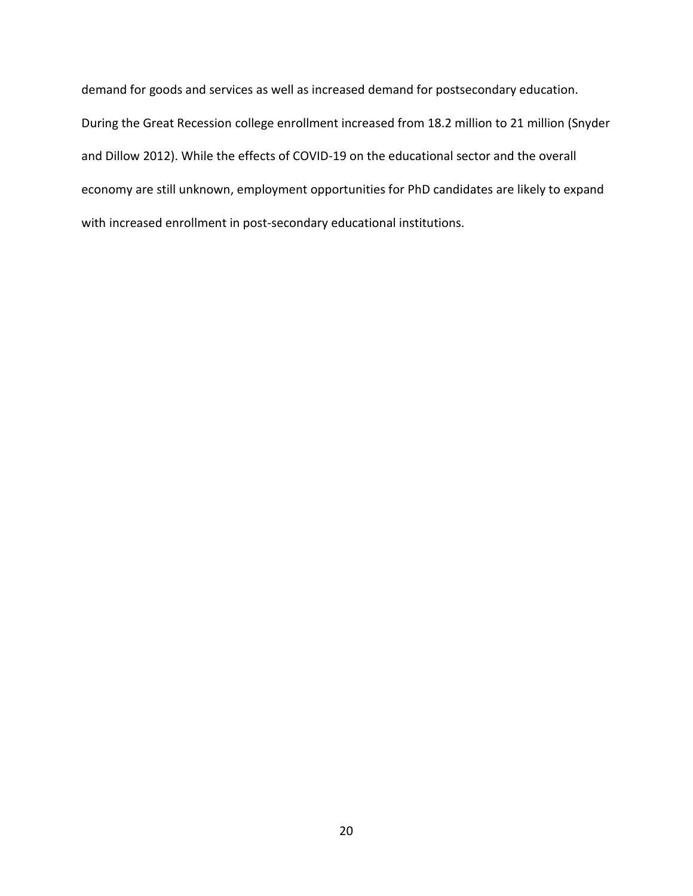demand for goods and services as well as increased demand for postsecondary education. During the Great Recession college enrollment increased from 18.2 million to 21 million (Snyder and Dillow 2012). While the effects of COVID-19 on the educational sector and the overall economy are still unknown, employment opportunities for PhD candidates are likely to expand with increased enrollment in post-secondary educational institutions.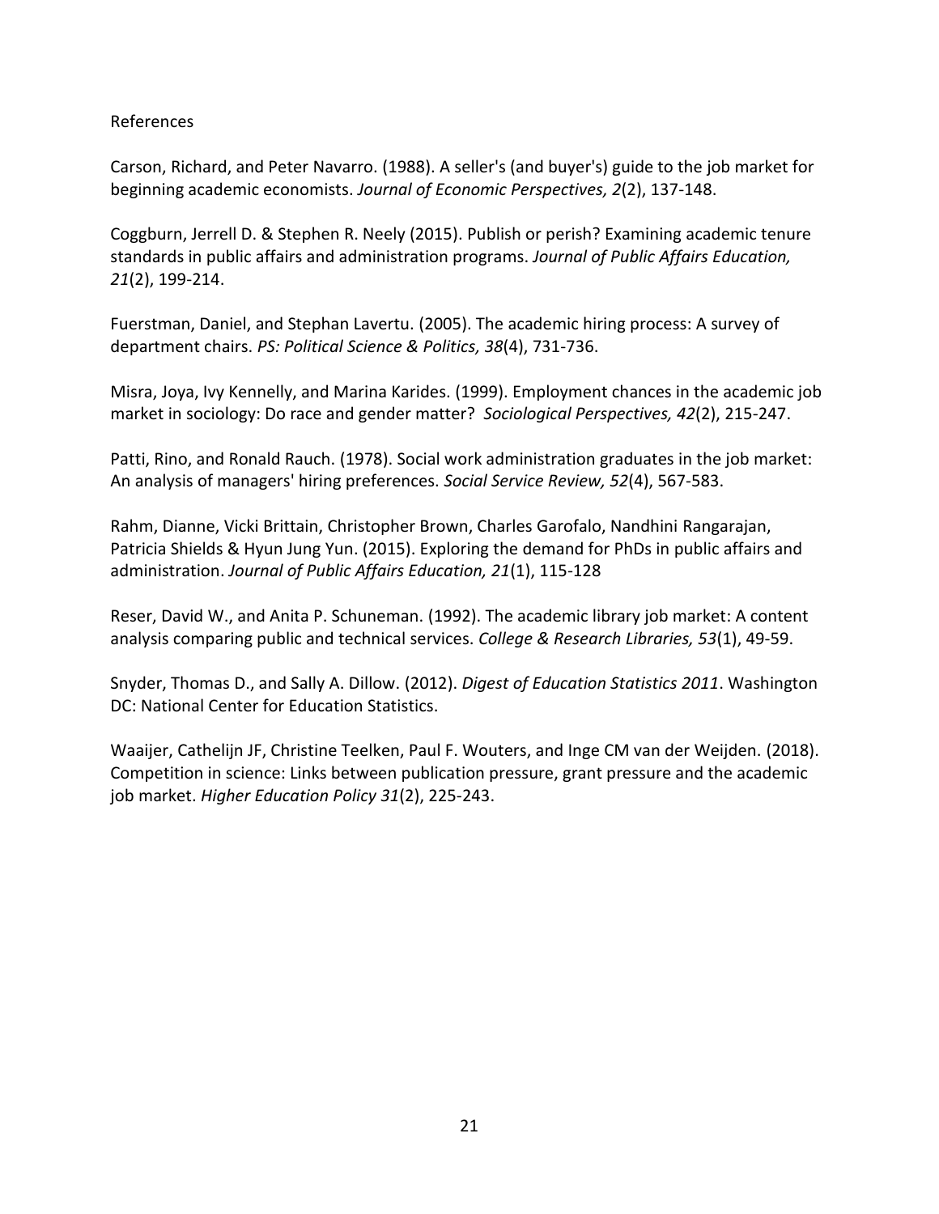# References

Carson, Richard, and Peter Navarro. (1988). A seller's (and buyer's) guide to the job market for beginning academic economists. *Journal of Economic Perspectives, 2*(2), 137-148.

Coggburn, Jerrell D. & Stephen R. Neely (2015). Publish or perish? Examining academic tenure standards in public affairs and administration programs. *Journal of Public Affairs Education, 21*(2), 199-214.

Fuerstman, Daniel, and Stephan Lavertu. (2005). The academic hiring process: A survey of department chairs. *PS: Political Science & Politics, 38*(4), 731-736.

Misra, Joya, Ivy Kennelly, and Marina Karides. (1999). Employment chances in the academic job market in sociology: Do race and gender matter? *Sociological Perspectives, 42*(2), 215-247.

Patti, Rino, and Ronald Rauch. (1978). Social work administration graduates in the job market: An analysis of managers' hiring preferences. *Social Service Review, 52*(4), 567-583.

Rahm, Dianne, Vicki Brittain, Christopher Brown, Charles Garofalo, Nandhini Rangarajan, Patricia Shields & Hyun Jung Yun. (2015). Exploring the demand for PhDs in public affairs and administration. *Journal of Public Affairs Education, 21*(1), 115-128

Reser, David W., and Anita P. Schuneman. (1992). The academic library job market: A content analysis comparing public and technical services. *College & Research Libraries, 53*(1), 49-59.

Snyder, Thomas D., and Sally A. Dillow. (2012). *Digest of Education Statistics 2011*. Washington DC: National Center for Education Statistics.

Waaijer, Cathelijn JF, Christine Teelken, Paul F. Wouters, and Inge CM van der Weijden. (2018). Competition in science: Links between publication pressure, grant pressure and the academic job market. *Higher Education Policy 31*(2), 225-243.